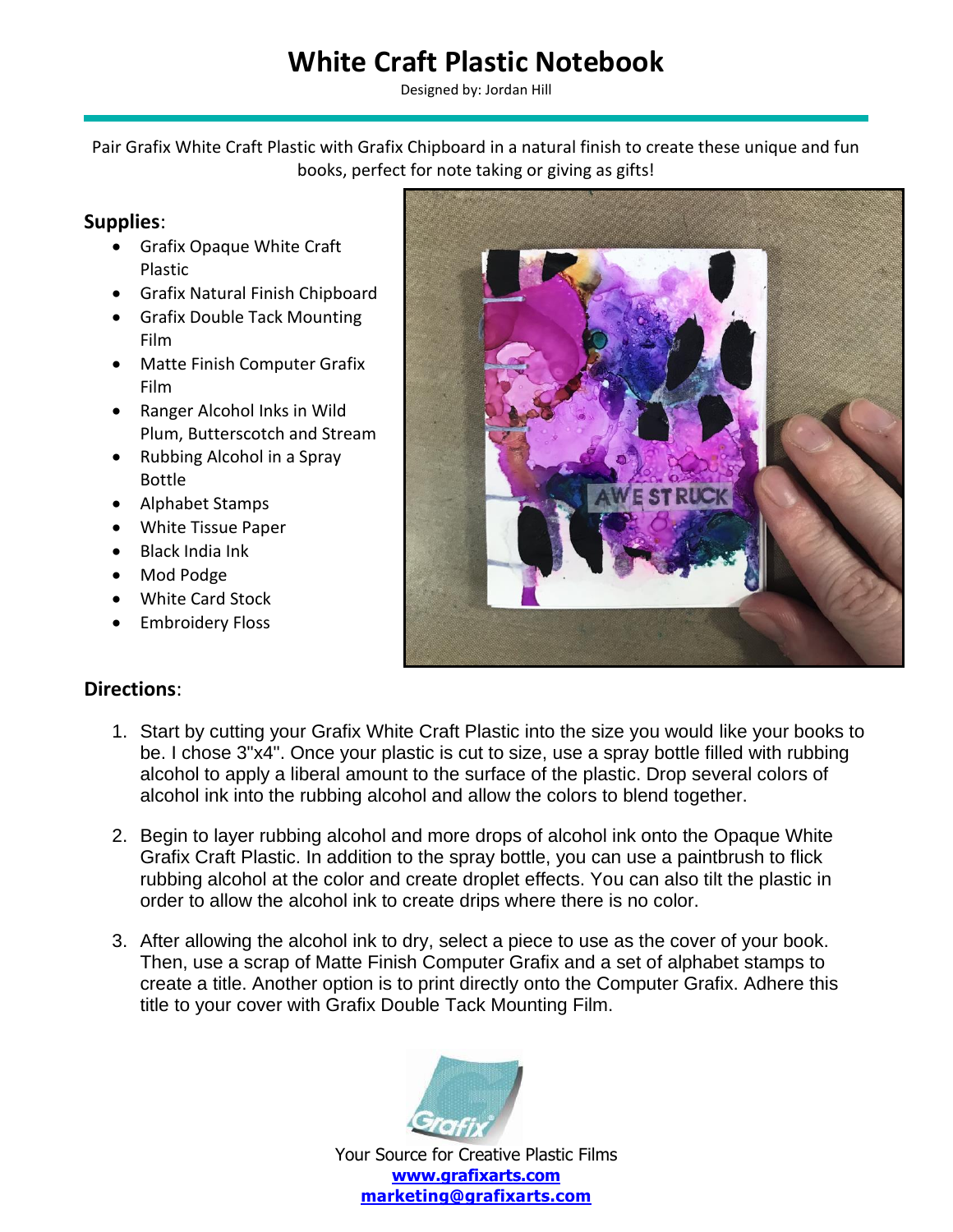# White Craft Plastic Notebook

Designed by: Jordan Hill

Pair Grafix White Craft Plastic with Grafix Chipboard in a natural finish to create these unique and fun books, perfect for note taking or giving as gifts!

**Supplies**:

- Grafix Opaque White Craft Plastic
- Grafix Natural Finish Chipboard
- Grafix Double Tack Mounting Film
- Matte Finish Computer Grafix Film
- Ranger Alcohol Inks in Wild Plum, Butterscotch and Stream
- Rubbing Alcohol in a Spray Bottle
- Alphabet Stamps
- White Tissue Paper
- Black India Ink
- Mod Podge
- White Card Stock
- Embroidery Floss

**Directions**:

1. Start by cutting your Grafix White Craft Plastic into the size you would like your books to be. I chose 3"x4". Once your plastic is cut to size, use a spray bottle filled with rubbing alcohol to apply a liberal amount to the surface of the plastic. Drop several colors of alcohol ink into the rubbing alcohol and allow the colors to blend together.

2. Begin to layer rubbing alcohol and more drops of alcohol ink onto the Opaque White Grafix Craft Plastic. In addition to the spray bottle, you can use a paintbrush to flick rubbing alcohol at the color and create droplet effects. You can also tilt the plastic in order to allow the alcohol ink to create drips where there is no color.

3. After allowing the alcohol ink to dry, select a piece to use as the cover of your book. Then, use a scrap of Matte Finish Computer Grafix and a set of alphabet stamps to create a title. Another option is to print directly onto the Computer Grafix. Adhere this title to your cover with Grafix Double Tack Mounting Film.

Your Source for Creative Plastic Films
**www.grafixarts.com**
**marketing@grafixarts.com**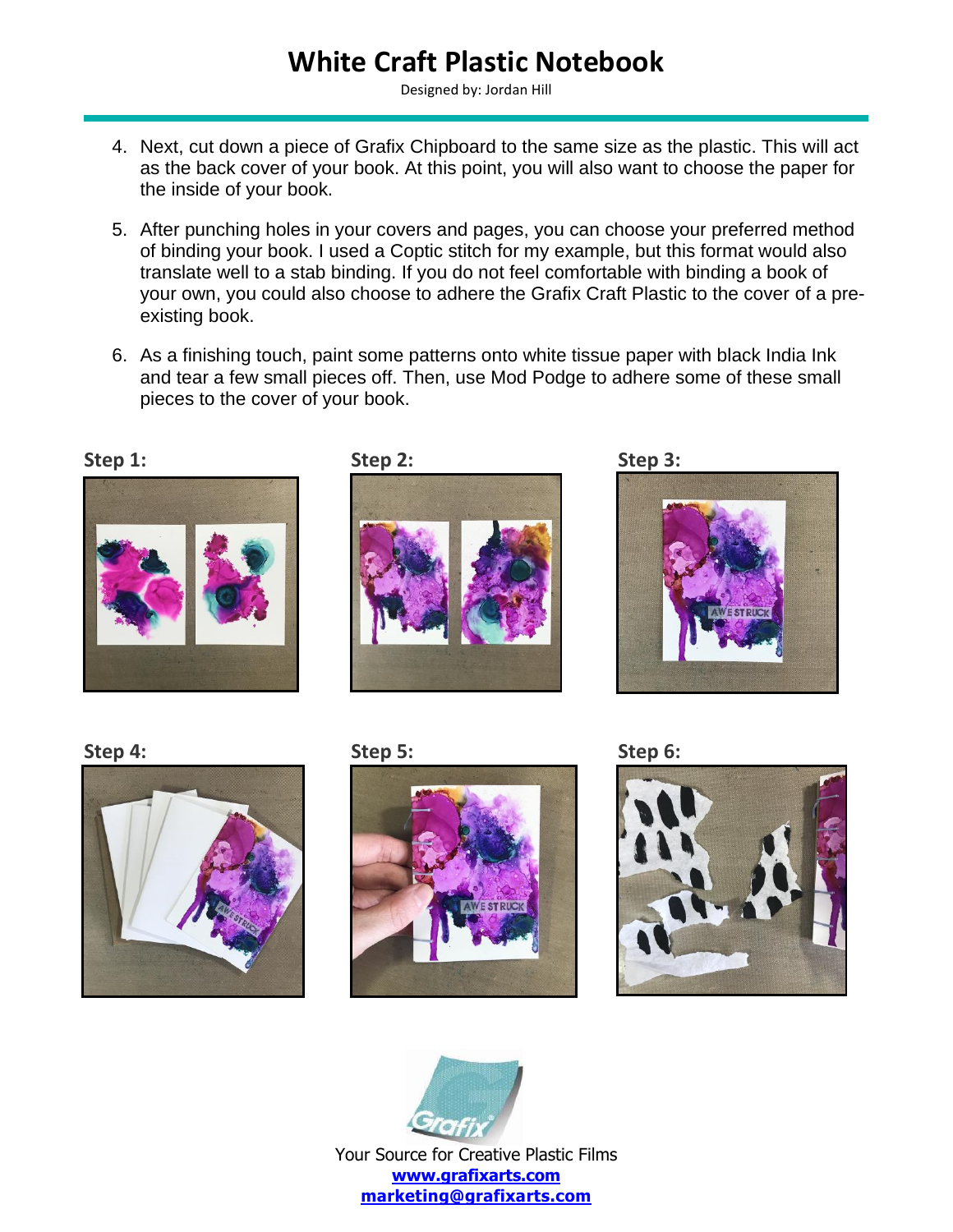# White Craft Plastic Notebook

Designed by: Jordan Hill

4. Next, cut down a piece of Grafix Chipboard to the same size as the plastic. This will act as the back cover of your book. At this point, you will also want to choose the paper for the inside of your book.
5. After punching holes in your covers and pages, you can choose your preferred method of binding your book. I used a Coptic stitch for my example, but this format would also translate well to a stab binding. If you do not feel comfortable with binding a book of your own, you could also choose to adhere the Grafix Craft Plastic to the cover of a pre-existing book.
6. As a finishing touch, paint some patterns onto white tissue paper with black India Ink and tear a few small pieces off. Then, use Mod Podge to adhere some of these small pieces to the cover of your book.

**Step 1:**

**Step 2:**

**Step 3:**

**Step 4:**

**Step 5:**

**Step 6:**

Your Source for Creative Plastic Films

www.grafixarts.com

marketing@grafixarts.com